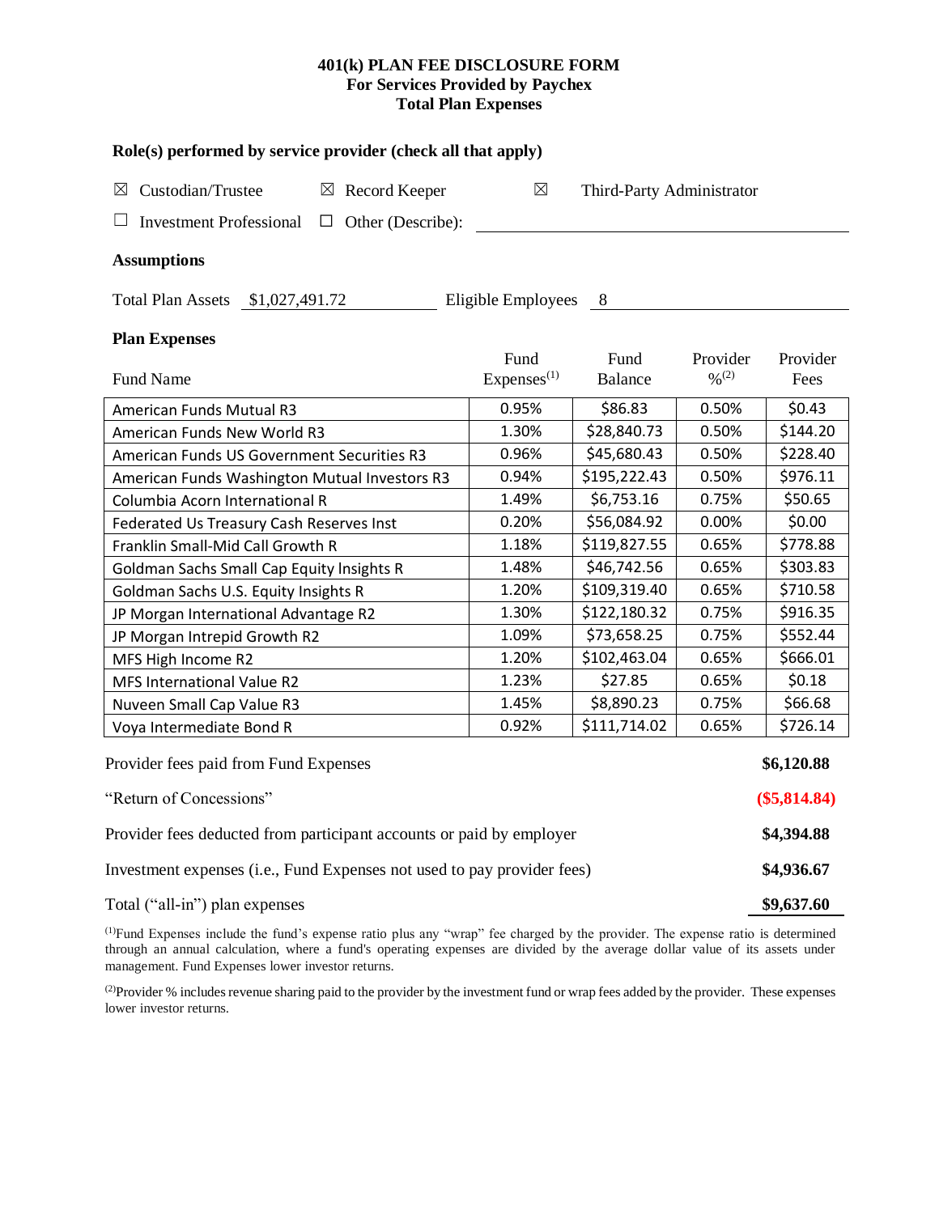**401(k) PLAN FEE DISCLOSURE FORM**
**For Services Provided by Paychex**
**Total Plan Expenses**

### Role(s) performed by service provider (check all that apply)

☒ Custodian/Trustee ☒ Record Keeper ☒ Third-Party Administrator

☐ Investment Professional ☐ Other (Describe): ____________

### Assumptions

Total Plan Assets $1,027,491.72 Eligible Employees 8

### Plan Expenses

| Fund Name | Fund Expenses[1] | Fund Balance | Provider %[2] | Provider Fees |
|---|---|---|---|---|
| American Funds Mutual R3 | 0.95% | $86.83 | 0.50% | $0.43 |
| American Funds New World R3 | 1.30% | $28,840.73 | 0.50% | $144.20 |
| American Funds US Government Securities R3 | 0.96% | $45,680.43 | 0.50% | $228.40 |
| American Funds Washington Mutual Investors R3 | 0.94% | $195,222.43 | 0.50% | $976.11 |
| Columbia Acorn International R | 1.49% | $6,753.16 | 0.75% | $50.65 |
| Federated Us Treasury Cash Reserves Inst | 0.20% | $56,084.92 | 0.00% | $0.00 |
| Franklin Small-Mid Call Growth R | 1.18% | $119,827.55 | 0.65% | $778.88 |
| Goldman Sachs Small Cap Equity Insights R | 1.48% | $46,742.56 | 0.65% | $303.83 |
| Goldman Sachs U.S. Equity Insights R | 1.20% | $109,319.40 | 0.65% | $710.58 |
| JP Morgan International Advantage R2 | 1.30% | $122,180.32 | 0.75% | $916.35 |
| JP Morgan Intrepid Growth R2 | 1.09% | $73,658.25 | 0.75% | $552.44 |
| MFS High Income R2 | 1.20% | $102,463.04 | 0.65% | $666.01 |
| MFS International Value R2 | 1.23% | $27.85 | 0.65% | $0.18 |
| Nuveen Small Cap Value R3 | 1.45% | $8,890.23 | 0.75% | $66.68 |
| Voya Intermediate Bond R | 0.92% | $111,714.02 | 0.65% | $726.14 |

| | |
|---|---|
| Provider fees paid from Fund Expenses | **$6,120.88** |
| "Return of Concessions" | **($5,814.84)** |
| Provider fees deducted from participant accounts or paid by employer | **$4,394.88** |
| Investment expenses (i.e., Fund Expenses not used to pay provider fees) | **$4,936.67** |
| Total ("all-in") plan expenses | **$9,637.60** |

[1]Fund Expenses include the fund's expense ratio plus any "wrap" fee charged by the provider. The expense ratio is determined through an annual calculation, where a fund's operating expenses are divided by the average dollar value of its assets under management. Fund Expenses lower investor returns.

[2]Provider % includes revenue sharing paid to the provider by the investment fund or wrap fees added by the provider. These expenses lower investor returns.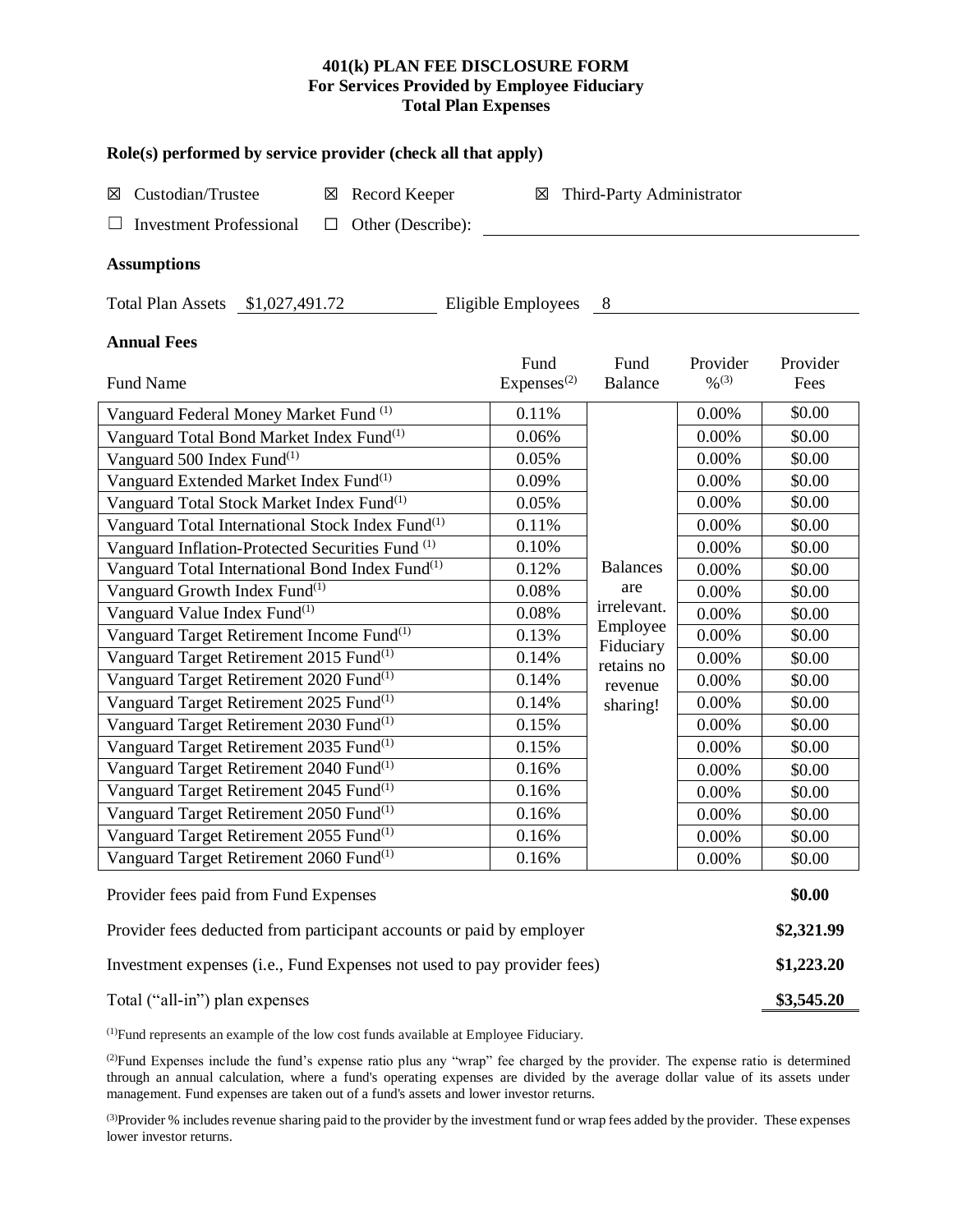**401(k) PLAN FEE DISCLOSURE FORM**
**For Services Provided by Employee Fiduciary**
**Total Plan Expenses**

### Role(s) performed by service provider (check all that apply)

☒ Custodian/Trustee ☒ Record Keeper ☒ Third-Party Administrator

☐ Investment Professional ☐ Other (Describe): ____________

### Assumptions

Total Plan Assets $1,027,491.72 Eligible Employees 8

### Annual Fees

| Fund Name | Fund Expenses[2] | Fund Balance | Provider %[3] | Provider Fees |
|---|---|---|---|---|
| Vanguard Federal Money Market Fund [1] | 0.11% | Balances are irrelevant. Employee Fiduciary retains no revenue sharing! | 0.00% | $0.00 |
| Vanguard Total Bond Market Index Fund[1] | 0.06% | | 0.00% | $0.00 |
| Vanguard 500 Index Fund[1] | 0.05% | | 0.00% | $0.00 |
| Vanguard Extended Market Index Fund[1] | 0.09% | | 0.00% | $0.00 |
| Vanguard Total Stock Market Index Fund[1] | 0.05% | | 0.00% | $0.00 |
| Vanguard Total International Stock Index Fund[1] | 0.11% | | 0.00% | $0.00 |
| Vanguard Inflation-Protected Securities Fund [1] | 0.10% | | 0.00% | $0.00 |
| Vanguard Total International Bond Index Fund[1] | 0.12% | | 0.00% | $0.00 |
| Vanguard Growth Index Fund[1] | 0.08% | | 0.00% | $0.00 |
| Vanguard Value Index Fund[1] | 0.08% | | 0.00% | $0.00 |
| Vanguard Target Retirement Income Fund[1] | 0.13% | | 0.00% | $0.00 |
| Vanguard Target Retirement 2015 Fund[1] | 0.14% | | 0.00% | $0.00 |
| Vanguard Target Retirement 2020 Fund[1] | 0.14% | | 0.00% | $0.00 |
| Vanguard Target Retirement 2025 Fund[1] | 0.14% | | 0.00% | $0.00 |
| Vanguard Target Retirement 2030 Fund[1] | 0.15% | | 0.00% | $0.00 |
| Vanguard Target Retirement 2035 Fund[1] | 0.15% | | 0.00% | $0.00 |
| Vanguard Target Retirement 2040 Fund[1] | 0.16% | | 0.00% | $0.00 |
| Vanguard Target Retirement 2045 Fund[1] | 0.16% | | 0.00% | $0.00 |
| Vanguard Target Retirement 2050 Fund[1] | 0.16% | | 0.00% | $0.00 |
| Vanguard Target Retirement 2055 Fund[1] | 0.16% | | 0.00% | $0.00 |
| Vanguard Target Retirement 2060 Fund[1] | 0.16% | | 0.00% | $0.00 |

| | |
|---|---|
| Provider fees paid from Fund Expenses | **$0.00** |
| Provider fees deducted from participant accounts or paid by employer | **$2,321.99** |
| Investment expenses (i.e., Fund Expenses not used to pay provider fees) | **$1,223.20** |
| Total ("all-in") plan expenses | **$3,545.20** |

[1]Fund represents an example of the low cost funds available at Employee Fiduciary.

[2]Fund Expenses include the fund's expense ratio plus any "wrap" fee charged by the provider. The expense ratio is determined through an annual calculation, where a fund's operating expenses are divided by the average dollar value of its assets under management. Fund expenses are taken out of a fund's assets and lower investor returns.

[3]Provider % includes revenue sharing paid to the provider by the investment fund or wrap fees added by the provider. These expenses lower investor returns.